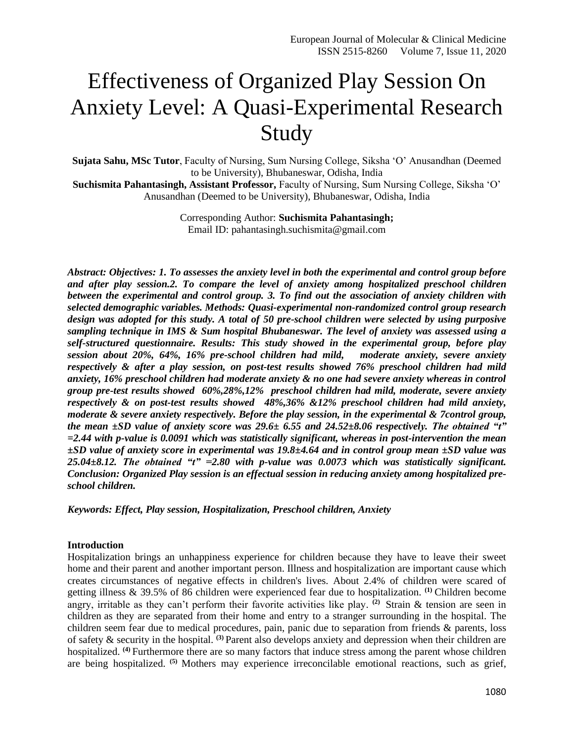# Effectiveness of Organized Play Session On Anxiety Level: A Quasi-Experimental Research Study

**Sujata Sahu, MSc Tutor**, Faculty of Nursing, Sum Nursing College, Siksha 'O' Anusandhan (Deemed to be University), Bhubaneswar, Odisha, India

**Suchismita Pahantasingh, Assistant Professor,** Faculty of Nursing, Sum Nursing College, Siksha 'O' Anusandhan (Deemed to be University), Bhubaneswar, Odisha, India

Corresponding Author: **Suchismita Pahantasingh;**
Email ID: pahantasingh.suchismita@gmail.com

***Abstract: Objectives: 1. To assesses the anxiety level in both the experimental and control group before and after play session.2. To compare the level of anxiety among hospitalized preschool children between the experimental and control group. 3. To find out the association of anxiety children with selected demographic variables. Methods: Quasi-experimental non-randomized control group research design was adopted for this study. A total of 50 pre-school children were selected by using purposive sampling technique in IMS & Sum hospital Bhubaneswar. The level of anxiety was assessed using a self-structured questionnaire. Results: This study showed in the experimental group, before play session about 20%, 64%, 16% pre-school children had mild, moderate anxiety, severe anxiety respectively & after a play session, on post-test results showed 76% preschool children had mild anxiety, 16% preschool children had moderate anxiety & no one had severe anxiety whereas in control group pre-test results showed 60%,28%,12% preschool children had mild, moderate, severe anxiety respectively & on post-test results showed 48%,36% &12% preschool children had mild anxiety, moderate & severe anxiety respectively. Before the play session, in the experimental & 7control group, the mean ±SD value of anxiety score was 29.6± 6.55 and 24.52±8.06 respectively. The obtained "t" =2.44 with p-value is 0.0091 which was statistically significant, whereas in post-intervention the mean ±SD value of anxiety score in experimental was 19.8±4.64 and in control group mean ±SD value was 25.04±8.12. The obtained "t" =2.80 with p-value was 0.0073 which was statistically significant. Conclusion: Organized Play session is an effectual session in reducing anxiety among hospitalized pre-school children.***

***Keywords: Effect, Play session, Hospitalization, Preschool children, Anxiety***

## Introduction

Hospitalization brings an unhappiness experience for children because they have to leave their sweet home and their parent and another important person. Illness and hospitalization are important cause which creates circumstances of negative effects in children's lives. About 2.4% of children were scared of getting illness & 39.5% of 86 children were experienced fear due to hospitalization. [1] Children become angry, irritable as they can't perform their favorite activities like play. [2] Strain & tension are seen in children as they are separated from their home and entry to a stranger surrounding in the hospital. The children seem fear due to medical procedures, pain, panic due to separation from friends & parents, loss of safety & security in the hospital. [3] Parent also develops anxiety and depression when their children are hospitalized. [4] Furthermore there are so many factors that induce stress among the parent whose children are being hospitalized. [5] Mothers may experience irreconcilable emotional reactions, such as grief,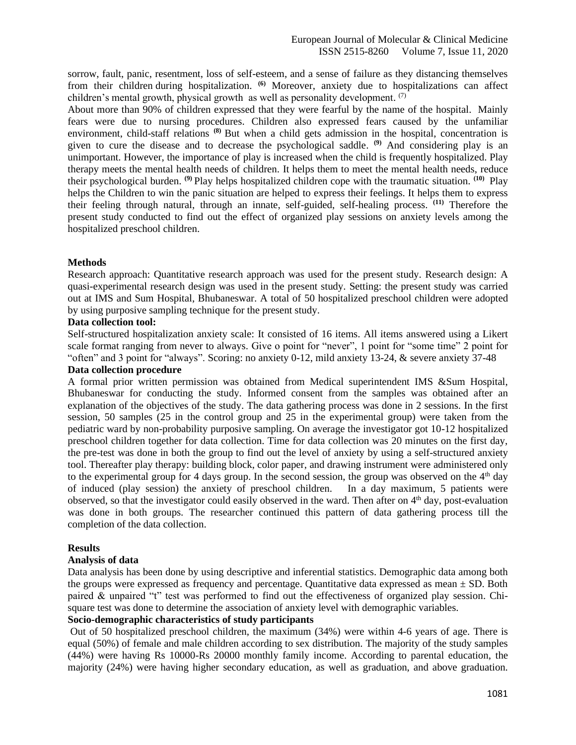sorrow, fault, panic, resentment, loss of self-esteem, and a sense of failure as they distancing themselves from their children during hospitalization. [(6)] Moreover, anxiety due to hospitalizations can affect children's mental growth, physical growth as well as personality development. [(7)]

About more than 90% of children expressed that they were fearful by the name of the hospital. Mainly fears were due to nursing procedures. Children also expressed fears caused by the unfamiliar environment, child-staff relations [(8)] But when a child gets admission in the hospital, concentration is given to cure the disease and to decrease the psychological saddle. [(9)] And considering play is an unimportant. However, the importance of play is increased when the child is frequently hospitalized. Play therapy meets the mental health needs of children. It helps them to meet the mental health needs, reduce their psychological burden. [(9)] Play helps hospitalized children cope with the traumatic situation. [(10)] Play helps the Children to win the panic situation are helped to express their feelings. It helps them to express their feeling through natural, through an innate, self-guided, self-healing process. [(11)] Therefore the present study conducted to find out the effect of organized play sessions on anxiety levels among the hospitalized preschool children.

## Methods

Research approach: Quantitative research approach was used for the present study. Research design: A quasi-experimental research design was used in the present study. Setting: the present study was carried out at IMS and Sum Hospital, Bhubaneswar. A total of 50 hospitalized preschool children were adopted by using purposive sampling technique for the present study.

### Data collection tool:

Self-structured hospitalization anxiety scale: It consisted of 16 items. All items answered using a Likert scale format ranging from never to always. Give o point for "never", 1 point for "some time" 2 point for "often" and 3 point for "always". Scoring: no anxiety 0-12, mild anxiety 13-24, & severe anxiety 37-48

### Data collection procedure

A formal prior written permission was obtained from Medical superintendent IMS &Sum Hospital, Bhubaneswar for conducting the study. Informed consent from the samples was obtained after an explanation of the objectives of the study. The data gathering process was done in 2 sessions. In the first session, 50 samples (25 in the control group and 25 in the experimental group) were taken from the pediatric ward by non-probability purposive sampling. On average the investigator got 10-12 hospitalized preschool children together for data collection. Time for data collection was 20 minutes on the first day, the pre-test was done in both the group to find out the level of anxiety by using a self-structured anxiety tool. Thereafter play therapy: building block, color paper, and drawing instrument were administered only to the experimental group for 4 days group. In the second session, the group was observed on the 4th day of induced (play session) the anxiety of preschool children. In a day maximum, 5 patients were observed, so that the investigator could easily observed in the ward. Then after on 4th day, post-evaluation was done in both groups. The researcher continued this pattern of data gathering process till the completion of the data collection.

## Results

### Analysis of data

Data analysis has been done by using descriptive and inferential statistics. Demographic data among both the groups were expressed as frequency and percentage. Quantitative data expressed as mean ± SD. Both paired & unpaired "t" test was performed to find out the effectiveness of organized play session. Chi-square test was done to determine the association of anxiety level with demographic variables.

### Socio-demographic characteristics of study participants

Out of 50 hospitalized preschool children, the maximum (34%) were within 4-6 years of age. There is equal (50%) of female and male children according to sex distribution. The majority of the study samples (44%) were having Rs 10000-Rs 20000 monthly family income. According to parental education, the majority (24%) were having higher secondary education, as well as graduation, and above graduation.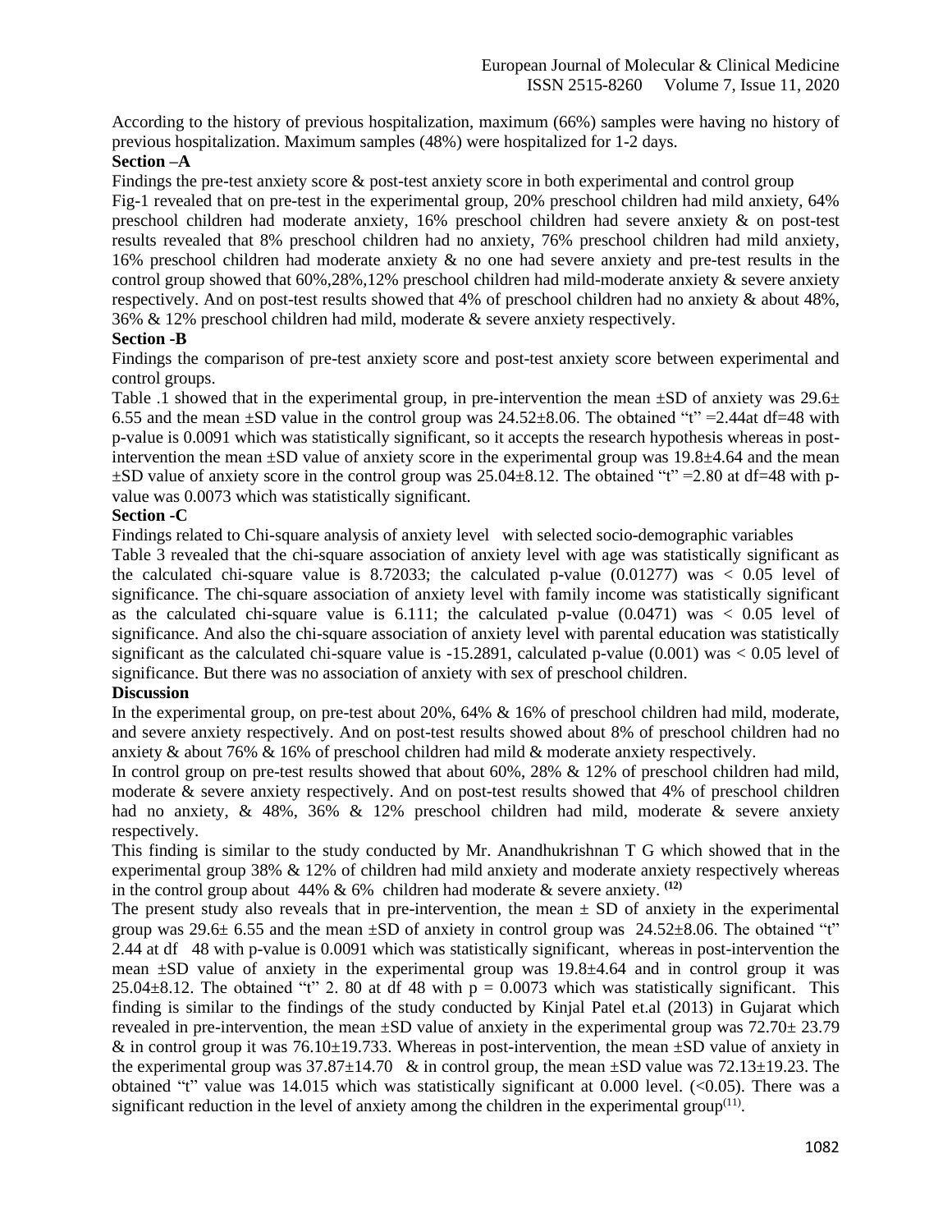According to the history of previous hospitalization, maximum (66%) samples were having no history of previous hospitalization. Maximum samples (48%) were hospitalized for 1-2 days.

**Section –A**

Findings the pre-test anxiety score & post-test anxiety score in both experimental and control group

Fig-1 revealed that on pre-test in the experimental group, 20% preschool children had mild anxiety, 64% preschool children had moderate anxiety, 16% preschool children had severe anxiety & on post-test results revealed that 8% preschool children had no anxiety, 76% preschool children had mild anxiety, 16% preschool children had moderate anxiety & no one had severe anxiety and pre-test results in the control group showed that 60%,28%,12% preschool children had mild-moderate anxiety & severe anxiety respectively. And on post-test results showed that 4% of preschool children had no anxiety & about 48%, 36% & 12% preschool children had mild, moderate & severe anxiety respectively.

**Section -B**

Findings the comparison of pre-test anxiety score and post-test anxiety score between experimental and control groups.

Table .1 showed that in the experimental group, in pre-intervention the mean ±SD of anxiety was 29.6± 6.55 and the mean ±SD value in the control group was 24.52±8.06. The obtained "t" =2.44at df=48 with p-value is 0.0091 which was statistically significant, so it accepts the research hypothesis whereas in post-intervention the mean ±SD value of anxiety score in the experimental group was 19.8±4.64 and the mean ±SD value of anxiety score in the control group was 25.04±8.12. The obtained "t" =2.80 at df=48 with p-value was 0.0073 which was statistically significant.

**Section -C**

Findings related to Chi-square analysis of anxiety level with selected socio-demographic variables

Table 3 revealed that the chi-square association of anxiety level with age was statistically significant as the calculated chi-square value is 8.72033; the calculated p-value (0.01277) was < 0.05 level of significance. The chi-square association of anxiety level with family income was statistically significant as the calculated chi-square value is 6.111; the calculated p-value (0.0471) was < 0.05 level of significance. And also the chi-square association of anxiety level with parental education was statistically significant as the calculated chi-square value is -15.2891, calculated p-value (0.001) was < 0.05 level of significance. But there was no association of anxiety with sex of preschool children.

**Discussion**

In the experimental group, on pre-test about 20%, 64% & 16% of preschool children had mild, moderate, and severe anxiety respectively. And on post-test results showed about 8% of preschool children had no anxiety & about 76% & 16% of preschool children had mild & moderate anxiety respectively.

In control group on pre-test results showed that about 60%, 28% & 12% of preschool children had mild, moderate & severe anxiety respectively. And on post-test results showed that 4% of preschool children had no anxiety, & 48%, 36% & 12% preschool children had mild, moderate & severe anxiety respectively.

This finding is similar to the study conducted by Mr. Anandhukrishnan T G which showed that in the experimental group 38% & 12% of children had mild anxiety and moderate anxiety respectively whereas in the control group about 44% & 6% children had moderate & severe anxiety. [12]

The present study also reveals that in pre-intervention, the mean ± SD of anxiety in the experimental group was 29.6± 6.55 and the mean ±SD of anxiety in control group was 24.52±8.06. The obtained "t" 2.44 at df 48 with p-value is 0.0091 which was statistically significant, whereas in post-intervention the mean ±SD value of anxiety in the experimental group was 19.8±4.64 and in control group it was 25.04±8.12. The obtained "t" 2. 80 at df 48 with p = 0.0073 which was statistically significant. This finding is similar to the findings of the study conducted by Kinjal Patel et.al (2013) in Gujarat which revealed in pre-intervention, the mean ±SD value of anxiety in the experimental group was 72.70± 23.79 & in control group it was 76.10±19.733. Whereas in post-intervention, the mean ±SD value of anxiety in the experimental group was 37.87±14.70 & in control group, the mean ±SD value was 72.13±19.23. The obtained "t" value was 14.015 which was statistically significant at 0.000 level. (<0.05). There was a significant reduction in the level of anxiety among the children in the experimental group[11].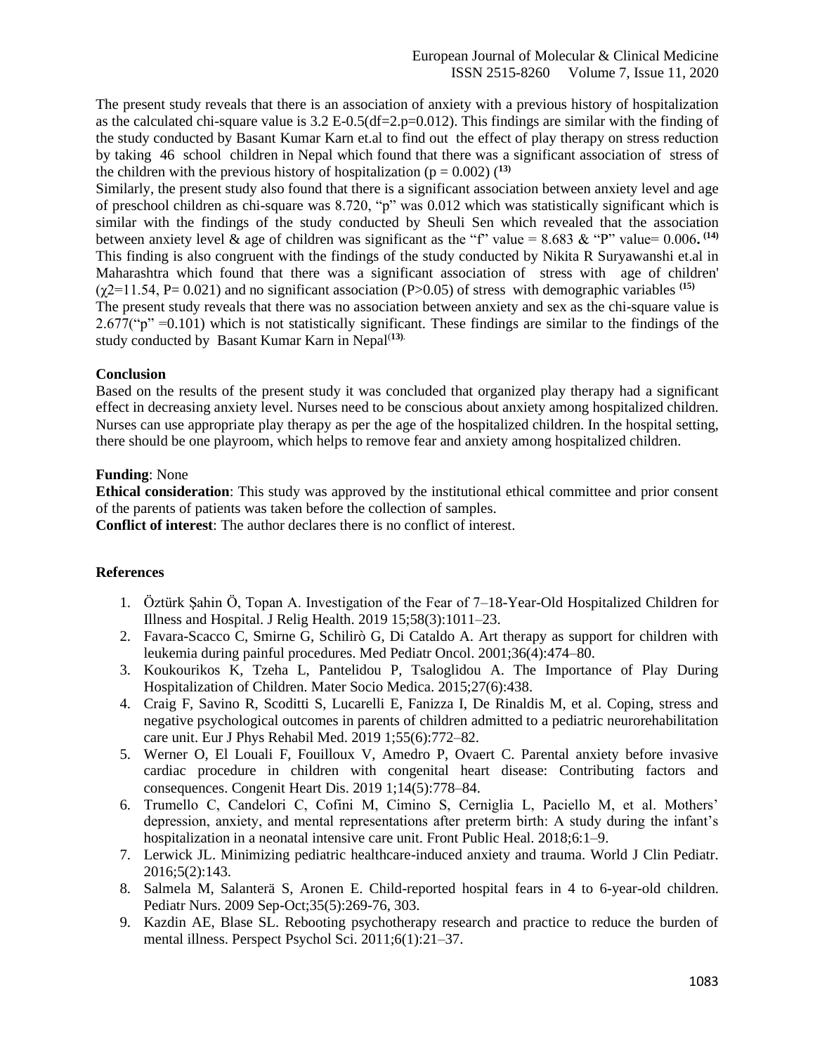The present study reveals that there is an association of anxiety with a previous history of hospitalization as the calculated chi-square value is 3.2 E-0.5(df=2.p=0.012). This findings are similar with the finding of the study conducted by Basant Kumar Karn et.al to find out the effect of play therapy on stress reduction by taking 46 school children in Nepal which found that there was a significant association of stress of the children with the previous history of hospitalization ($p = 0.002$) ([13])

Similarly, the present study also found that there is a significant association between anxiety level and age of preschool children as chi-square was 8.720, "p" was 0.012 which was statistically significant which is similar with the findings of the study conducted by Sheuli Sen which revealed that the association between anxiety level & age of children was significant as the "f" value = 8.683 & "P" value= 0.006. [14] This finding is also congruent with the findings of the study conducted by Nikita R Suryawanshi et.al in Maharashtra which found that there was a significant association of stress with age of children' ($\chi2=11.54$, $P= 0.021$) and no significant association ($P>0.05$) of stress with demographic variables [15]

The present study reveals that there was no association between anxiety and sex as the chi-square value is 2.677("p" =0.101) which is not statistically significant. These findings are similar to the findings of the study conducted by Basant Kumar Karn in Nepal[13].

**Conclusion**

Based on the results of the present study it was concluded that organized play therapy had a significant effect in decreasing anxiety level. Nurses need to be conscious about anxiety among hospitalized children. Nurses can use appropriate play therapy as per the age of the hospitalized children. In the hospital setting, there should be one playroom, which helps to remove fear and anxiety among hospitalized children.

**Funding**: None

**Ethical consideration**: This study was approved by the institutional ethical committee and prior consent of the parents of patients was taken before the collection of samples.

**Conflict of interest**: The author declares there is no conflict of interest.

**References**

1. Öztürk Şahin Ö, Topan A. Investigation of the Fear of 7–18-Year-Old Hospitalized Children for Illness and Hospital. J Relig Health. 2019 15;58(3):1011–23.
2. Favara-Scacco C, Smirne G, Schilirò G, Di Cataldo A. Art therapy as support for children with leukemia during painful procedures. Med Pediatr Oncol. 2001;36(4):474–80.
3. Koukourikos K, Tzeha L, Pantelidou P, Tsaloglidou A. The Importance of Play During Hospitalization of Children. Mater Socio Medica. 2015;27(6):438.
4. Craig F, Savino R, Scoditti S, Lucarelli E, Fanizza I, De Rinaldis M, et al. Coping, stress and negative psychological outcomes in parents of children admitted to a pediatric neurorehabilitation care unit. Eur J Phys Rehabil Med. 2019 1;55(6):772–82.
5. Werner O, El Louali F, Fouilloux V, Amedro P, Ovaert C. Parental anxiety before invasive cardiac procedure in children with congenital heart disease: Contributing factors and consequences. Congenit Heart Dis. 2019 1;14(5):778–84.
6. Trumello C, Candelori C, Cofini M, Cimino S, Cerniglia L, Paciello M, et al. Mothers' depression, anxiety, and mental representations after preterm birth: A study during the infant's hospitalization in a neonatal intensive care unit. Front Public Heal. 2018;6:1–9.
7. Lerwick JL. Minimizing pediatric healthcare-induced anxiety and trauma. World J Clin Pediatr. 2016;5(2):143.
8. Salmela M, Salanterä S, Aronen E. Child-reported hospital fears in 4 to 6-year-old children. Pediatr Nurs. 2009 Sep-Oct;35(5):269-76, 303.
9. Kazdin AE, Blase SL. Rebooting psychotherapy research and practice to reduce the burden of mental illness. Perspect Psychol Sci. 2011;6(1):21–37.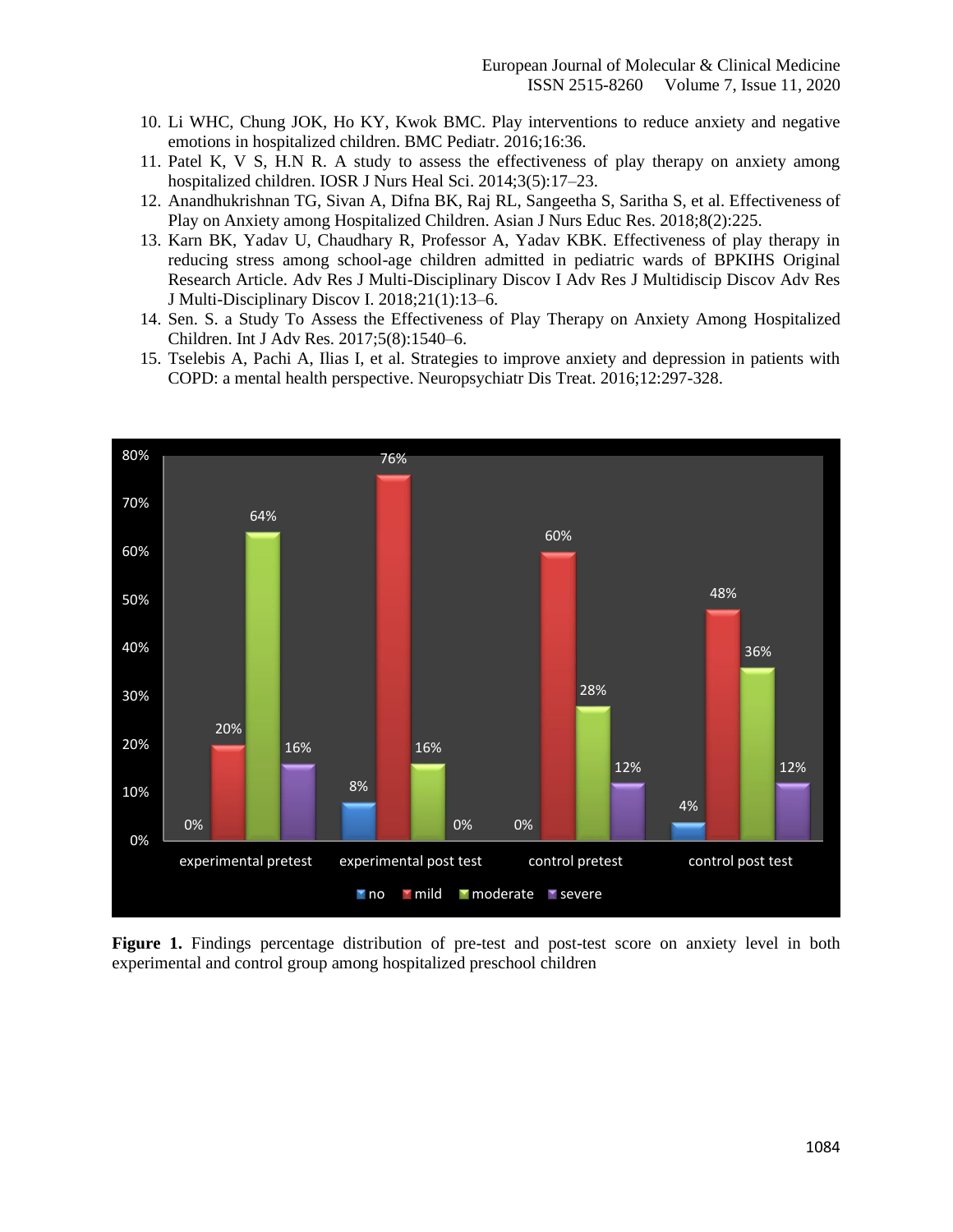10. Li WHC, Chung JOK, Ho KY, Kwok BMC. Play interventions to reduce anxiety and negative emotions in hospitalized children. BMC Pediatr. 2016;16:36.
11. Patel K, V S, H.N R. A study to assess the effectiveness of play therapy on anxiety among hospitalized children. IOSR J Nurs Heal Sci. 2014;3(5):17–23.
12. Anandhukrishnan TG, Sivan A, Difna BK, Raj RL, Sangeetha S, Saritha S, et al. Effectiveness of Play on Anxiety among Hospitalized Children. Asian J Nurs Educ Res. 2018;8(2):225.
13. Karn BK, Yadav U, Chaudhary R, Professor A, Yadav KBK. Effectiveness of play therapy in reducing stress among school-age children admitted in pediatric wards of BPKIHS Original Research Article. Adv Res J Multi-Disciplinary Discov I Adv Res J Multidiscip Discov Adv Res J Multi-Disciplinary Discov I. 2018;21(1):13–6.
14. Sen. S. a Study To Assess the Effectiveness of Play Therapy on Anxiety Among Hospitalized Children. Int J Adv Res. 2017;5(8):1540–6.
15. Tselebis A, Pachi A, Ilias I, et al. Strategies to improve anxiety and depression in patients with COPD: a mental health perspective. Neuropsychiatr Dis Treat. 2016;12:297-328.

| | no | mild | moderate | severe |
|---|---|---|---|---|
| experimental pretest | 0% | 20% | 64% | 16% |
| experimental post test | 8% | 76% | 16% | 0% |
| control pretest | 0% | 60% | 28% | 12% |
| control post test | 4% | 48% | 36% | 12% |

**Figure 1.** Findings percentage distribution of pre-test and post-test score on anxiety level in both experimental and control group among hospitalized preschool children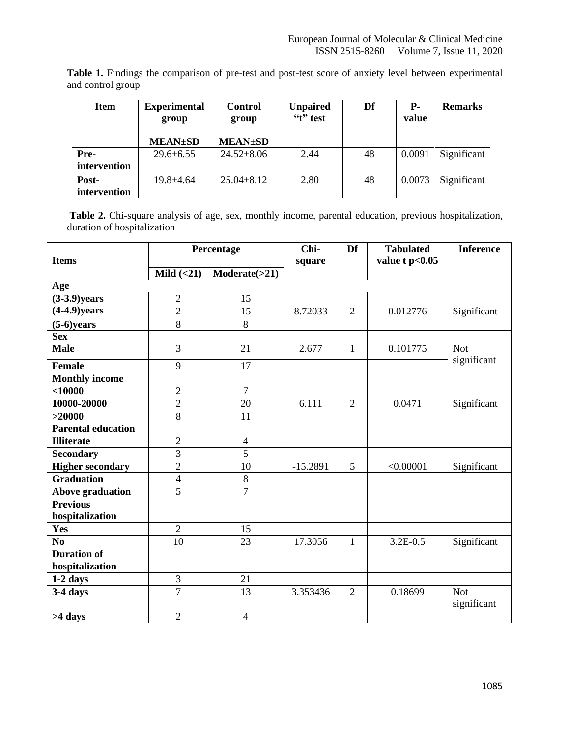**Table 1.** Findings the comparison of pre-test and post-test score of anxiety level between experimental and control group

| Item | Experimental group MEAN±SD | Control group MEAN±SD | Unpaired "t" test | Df | P-value | Remarks |
|---|---|---|---|---|---|---|
| Pre-intervention | 29.6±6.55 | 24.52±8.06 | 2.44 | 48 | 0.0091 | Significant |
| Post-intervention | 19.8±4.64 | 25.04±8.12 | 2.80 | 48 | 0.0073 | Significant |

**Table 2.** Chi-square analysis of age, sex, monthly income, parental education, previous hospitalization, duration of hospitalization

| Items | Percentage | | Chi-square | Df | Tabulated value t p<0.05 | Inference |
|---|---|---|---|---|---|---|
| | Mild (<21) | Moderate(>21) | | | | |
| **Age** | | | | | | |
| **(3-3.9)years** | 2 | 15 | | | | |
| **(4-4.9)years** | 2 | 15 | 8.72033 | 2 | 0.012776 | Significant |
| **(5-6)years** | 8 | 8 | | | | |
| **Sex** | | | | | | |
| **Male** | 3 | 21 | 2.677 | 1 | 0.101775 | Not significant |
| **Female** | 9 | 17 | | | | |
| **Monthly income** | | | | | | |
| **<10000** | 2 | 7 | | | | |
| **10000-20000** | 2 | 20 | 6.111 | 2 | 0.0471 | Significant |
| **>20000** | 8 | 11 | | | | |
| **Parental education** | | | | | | |
| **Illiterate** | 2 | 4 | | | | |
| **Secondary** | 3 | 5 | | | | |
| **Higher secondary** | 2 | 10 | -15.2891 | 5 | <0.00001 | Significant |
| **Graduation** | 4 | 8 | | | | |
| **Above graduation** | 5 | 7 | | | | |
| **Previous hospitalization** | | | | | | |
| **Yes** | 2 | 15 | | | | |
| **No** | 10 | 23 | 17.3056 | 1 | 3.2E-0.5 | Significant |
| **Duration of hospitalization** | | | | | | |
| **1-2 days** | 3 | 21 | | | | |
| **3-4 days** | 7 | 13 | 3.353436 | 2 | 0.18699 | Not significant |
| **>4 days** | 2 | 4 | | | | |